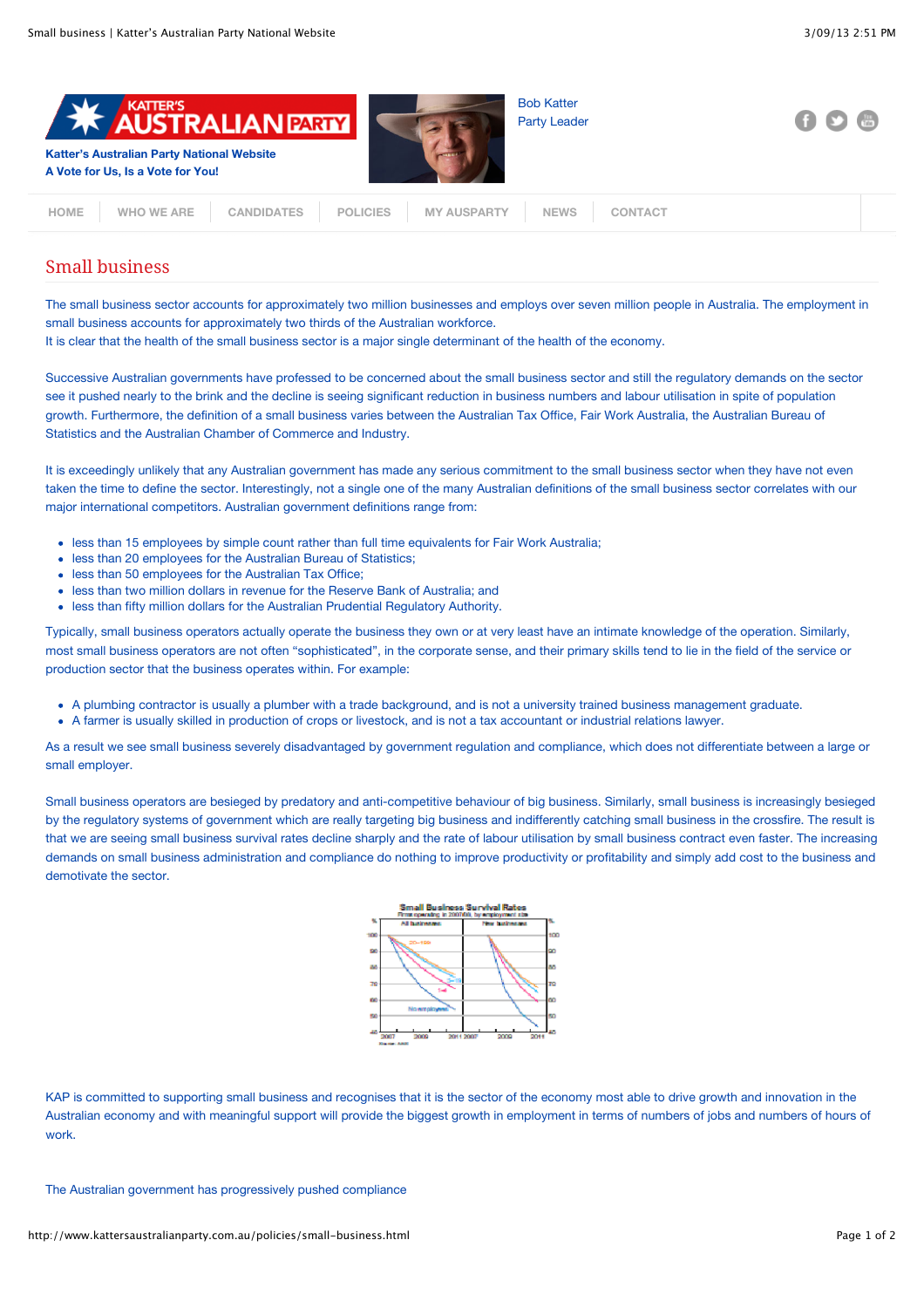Katter's Australian Party National Website
A Vote for Us, Is a Vote for You!

Bob Katter
Party Leader

HOME | WHO WE ARE | CANDIDATES | POLICIES | MY AUSPARTY | NEWS | CONTACT

# Small business

The small business sector accounts for approximately two million businesses and employs over seven million people in Australia. The employment in small business accounts for approximately two thirds of the Australian workforce.
It is clear that the health of the small business sector is a major single determinant of the health of the economy.

Successive Australian governments have professed to be concerned about the small business sector and still the regulatory demands on the sector see it pushed nearly to the brink and the decline is seeing significant reduction in business numbers and labour utilisation in spite of population growth. Furthermore, the definition of a small business varies between the Australian Tax Office, Fair Work Australia, the Australian Bureau of Statistics and the Australian Chamber of Commerce and Industry.

It is exceedingly unlikely that any Australian government has made any serious commitment to the small business sector when they have not even taken the time to define the sector. Interestingly, not a single one of the many Australian definitions of the small business sector correlates with our major international competitors. Australian government definitions range from:

- less than 15 employees by simple count rather than full time equivalents for Fair Work Australia;
- less than 20 employees for the Australian Bureau of Statistics;
- less than 50 employees for the Australian Tax Office;
- less than two million dollars in revenue for the Reserve Bank of Australia; and
- less than fifty million dollars for the Australian Prudential Regulatory Authority.

Typically, small business operators actually operate the business they own or at very least have an intimate knowledge of the operation. Similarly, most small business operators are not often "sophisticated", in the corporate sense, and their primary skills tend to lie in the field of the service or production sector that the business operates within. For example:

- A plumbing contractor is usually a plumber with a trade background, and is not a university trained business management graduate.
- A farmer is usually skilled in production of crops or livestock, and is not a tax accountant or industrial relations lawyer.

As a result we see small business severely disadvantaged by government regulation and compliance, which does not differentiate between a large or small employer.

Small business operators are besieged by predatory and anti-competitive behaviour of big business. Similarly, small business is increasingly besieged by the regulatory systems of government which are really targeting big business and indifferently catching small business in the crossfire. The result is that we are seeing small business survival rates decline sharply and the rate of labour utilisation by small business contract even faster. The increasing demands on small business administration and compliance do nothing to improve productivity or profitability and simply add cost to the business and demotivate the sector.

KAP is committed to supporting small business and recognises that it is the sector of the economy most able to drive growth and innovation in the Australian economy and with meaningful support will provide the biggest growth in employment in terms of numbers of jobs and numbers of hours of work.

The Australian government has progressively pushed compliance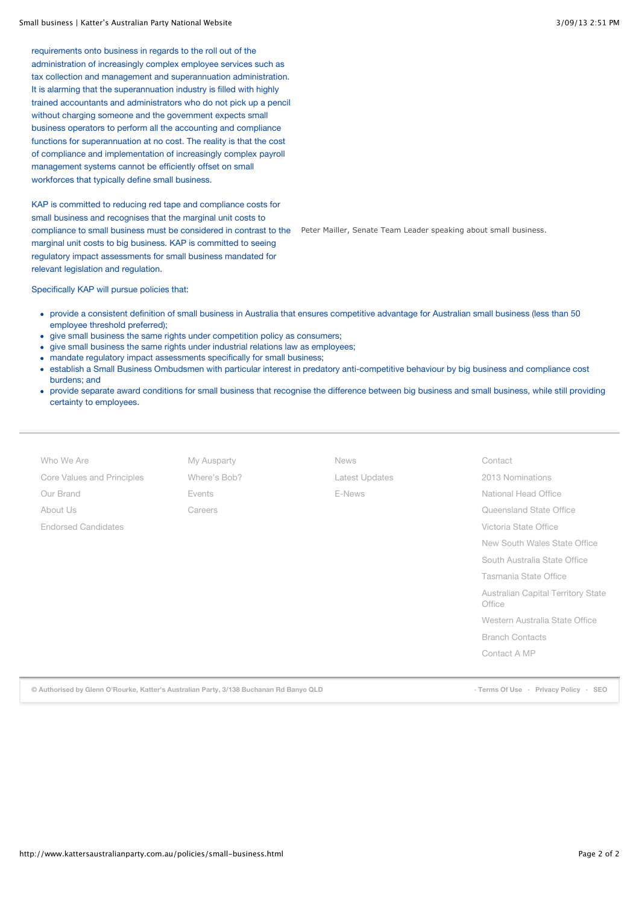requirements onto business in regards to the roll out of the administration of increasingly complex employee services such as tax collection and management and superannuation administration. It is alarming that the superannuation industry is filled with highly trained accountants and administrators who do not pick up a pencil without charging someone and the government expects small business operators to perform all the accounting and compliance functions for superannuation at no cost. The reality is that the cost of compliance and implementation of increasingly complex payroll management systems cannot be efficiently offset on small workforces that typically define small business.

KAP is committed to reducing red tape and compliance costs for small business and recognises that the marginal unit costs to compliance to small business must be considered in contrast to the marginal unit costs to big business. KAP is committed to seeing regulatory impact assessments for small business mandated for relevant legislation and regulation.

Peter Mailler, Senate Team Leader speaking about small business.

Specifically KAP will pursue policies that:

- provide a consistent definition of small business in Australia that ensures competitive advantage for Australian small business (less than 50 employee threshold preferred);
- give small business the same rights under competition policy as consumers;
- give small business the same rights under industrial relations law as employees;
- mandate regulatory impact assessments specifically for small business;
- establish a Small Business Ombudsmen with particular interest in predatory anti-competitive behaviour by big business and compliance cost burdens; and
- provide separate award conditions for small business that recognise the difference between big business and small business, while still providing certainty to employees.

---

Who We Are
Core Values and Principles
Our Brand
About Us
Endorsed Candidates

My Ausparty
Where's Bob?
Events
Careers

News
Latest Updates
E-News

Contact
2013 Nominations
National Head Office
Queensland State Office
Victoria State Office
New South Wales State Office
South Australia State Office
Tasmania State Office
Australian Capital Territory State Office
Western Australia State Office
Branch Contacts
Contact A MP

**© Authorised by Glenn O'Rourke, Katter's Australian Party, 3/138 Buchanan Rd Banyo QLD**

**· Terms Of Use · Privacy Policy · SEO**